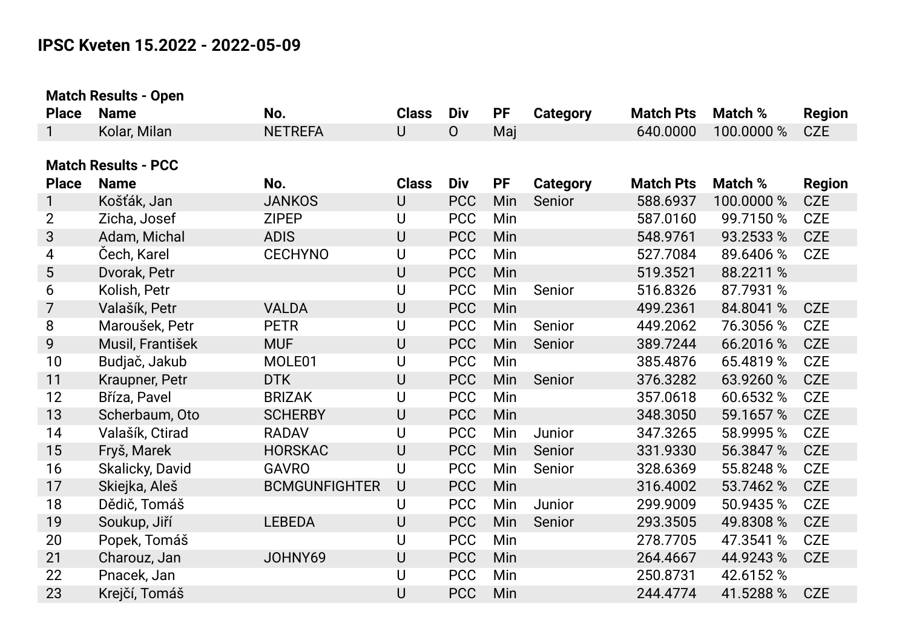# IPSC Kveten 15.2022 - 2022-05-09

### Match Results - Open

| Place | Name | No. | Class | Div | PF | Category | Match Pts | Match % | Region |
|---|---|---|---|---|---|---|---|---|---|
| 1 | Kolar, Milan | NETREFA | U | O | Maj | | 640.0000 | 100.0000 % | CZE |

### Match Results - PCC

| Place | Name | No. | Class | Div | PF | Category | Match Pts | Match % | Region |
|---|---|---|---|---|---|---|---|---|---|
| 1 | Košťák, Jan | JANKOS | U | PCC | Min | Senior | 588.6937 | 100.0000 % | CZE |
| 2 | Zicha, Josef | ZIPEP | U | PCC | Min | | 587.0160 | 99.7150 % | CZE |
| 3 | Adam, Michal | ADIS | U | PCC | Min | | 548.9761 | 93.2533 % | CZE |
| 4 | Čech, Karel | CECHYNO | U | PCC | Min | | 527.7084 | 89.6406 % | CZE |
| 5 | Dvorak, Petr | | U | PCC | Min | | 519.3521 | 88.2211 % | |
| 6 | Kolish, Petr | | U | PCC | Min | Senior | 516.8326 | 87.7931 % | |
| 7 | Valašík, Petr | VALDA | U | PCC | Min | | 499.2361 | 84.8041 % | CZE |
| 8 | Maroušek, Petr | PETR | U | PCC | Min | Senior | 449.2062 | 76.3056 % | CZE |
| 9 | Musil, František | MUF | U | PCC | Min | Senior | 389.7244 | 66.2016 % | CZE |
| 10 | Budjač, Jakub | MOLE01 | U | PCC | Min | | 385.4876 | 65.4819 % | CZE |
| 11 | Kraupner, Petr | DTK | U | PCC | Min | Senior | 376.3282 | 63.9260 % | CZE |
| 12 | Bříza, Pavel | BRIZAK | U | PCC | Min | | 357.0618 | 60.6532 % | CZE |
| 13 | Scherbaum, Oto | SCHERBY | U | PCC | Min | | 348.3050 | 59.1657 % | CZE |
| 14 | Valašík, Ctirad | RADAV | U | PCC | Min | Junior | 347.3265 | 58.9995 % | CZE |
| 15 | Fryš, Marek | HORSKAC | U | PCC | Min | Senior | 331.9330 | 56.3847 % | CZE |
| 16 | Skalicky, David | GAVRO | U | PCC | Min | Senior | 328.6369 | 55.8248 % | CZE |
| 17 | Skiejka, Aleš | BCMGUNFIGHTER | U | PCC | Min | | 316.4002 | 53.7462 % | CZE |
| 18 | Dědič, Tomáš | | U | PCC | Min | Junior | 299.9009 | 50.9435 % | CZE |
| 19 | Soukup, Jiří | LEBEDA | U | PCC | Min | Senior | 293.3505 | 49.8308 % | CZE |
| 20 | Popek, Tomáš | | U | PCC | Min | | 278.7705 | 47.3541 % | CZE |
| 21 | Charouz, Jan | JOHNY69 | U | PCC | Min | | 264.4667 | 44.9243 % | CZE |
| 22 | Pnacek, Jan | | U | PCC | Min | | 250.8731 | 42.6152 % | |
| 23 | Krejčí, Tomáš | | U | PCC | Min | | 244.4774 | 41.5288 % | CZE |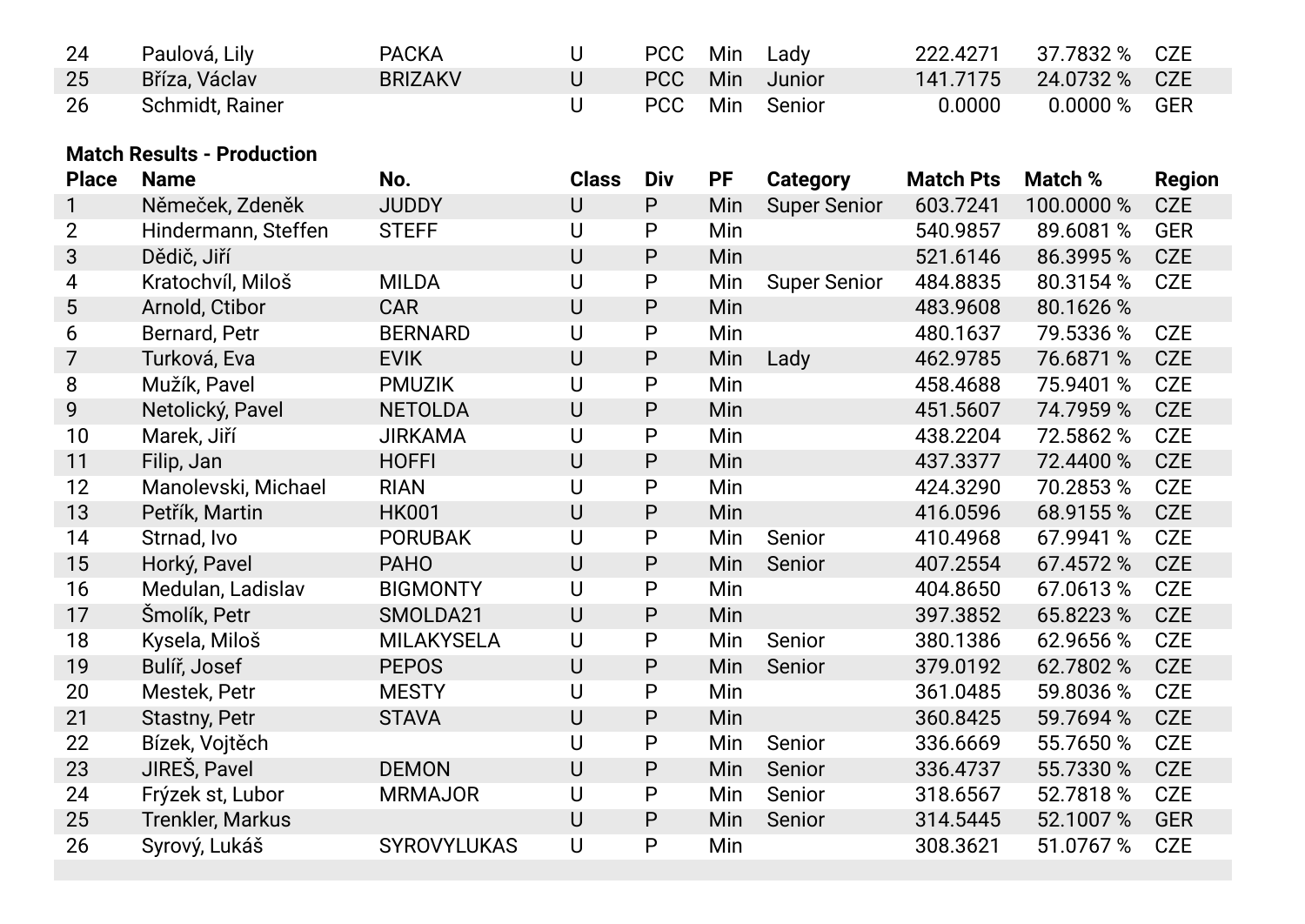| 24 | Paulová, Lily | PACKA | U | PCC | Min | Lady | 222.4271 | 37.7832 % | CZE |
|---|---|---|---|---|---|---|---|---|---|
| 25 | Bříza, Václav | BRIZAKV | U | PCC | Min | Junior | 141.7175 | 24.0732 % | CZE |
| 26 | Schmidt, Rainer | | U | PCC | Min | Senior | 0.0000 | 0.0000 % | GER |

**Match Results - Production**

| Place | Name | No. | Class | Div | PF | Category | Match Pts | Match % | Region |
|---|---|---|---|---|---|---|---|---|---|
| 1 | Němeček, Zdeněk | JUDDY | U | P | Min | Super Senior | 603.7241 | 100.0000 % | CZE |
| 2 | Hindermann, Steffen | STEFF | U | P | Min | | 540.9857 | 89.6081 % | GER |
| 3 | Dědič, Jiří | | U | P | Min | | 521.6146 | 86.3995 % | CZE |
| 4 | Kratochvíl, Miloš | MILDA | U | P | Min | Super Senior | 484.8835 | 80.3154 % | CZE |
| 5 | Arnold, Ctibor | CAR | U | P | Min | | 483.9608 | 80.1626 % | |
| 6 | Bernard, Petr | BERNARD | U | P | Min | | 480.1637 | 79.5336 % | CZE |
| 7 | Turková, Eva | EVIK | U | P | Min | Lady | 462.9785 | 76.6871 % | CZE |
| 8 | Mužík, Pavel | PMUZIK | U | P | Min | | 458.4688 | 75.9401 % | CZE |
| 9 | Netolický, Pavel | NETOLDA | U | P | Min | | 451.5607 | 74.7959 % | CZE |
| 10 | Marek, Jiří | JIRKAMA | U | P | Min | | 438.2204 | 72.5862 % | CZE |
| 11 | Filip, Jan | HOFFI | U | P | Min | | 437.3377 | 72.4400 % | CZE |
| 12 | Manolevski, Michael | RIAN | U | P | Min | | 424.3290 | 70.2853 % | CZE |
| 13 | Petřík, Martin | HK001 | U | P | Min | | 416.0596 | 68.9155 % | CZE |
| 14 | Strnad, Ivo | PORUBAK | U | P | Min | Senior | 410.4968 | 67.9941 % | CZE |
| 15 | Horký, Pavel | PAHO | U | P | Min | Senior | 407.2554 | 67.4572 % | CZE |
| 16 | Medulan, Ladislav | BIGMONTY | U | P | Min | | 404.8650 | 67.0613 % | CZE |
| 17 | Šmolík, Petr | SMOLDA21 | U | P | Min | | 397.3852 | 65.8223 % | CZE |
| 18 | Kysela, Miloš | MILAKYSELA | U | P | Min | Senior | 380.1386 | 62.9656 % | CZE |
| 19 | Bulíř, Josef | PEPOS | U | P | Min | Senior | 379.0192 | 62.7802 % | CZE |
| 20 | Mestek, Petr | MESTY | U | P | Min | | 361.0485 | 59.8036 % | CZE |
| 21 | Stastny, Petr | STAVA | U | P | Min | | 360.8425 | 59.7694 % | CZE |
| 22 | Bízek, Vojtěch | | U | P | Min | Senior | 336.6669 | 55.7650 % | CZE |
| 23 | JIREŠ, Pavel | DEMON | U | P | Min | Senior | 336.4737 | 55.7330 % | CZE |
| 24 | Frýzek st, Lubor | MRMAJOR | U | P | Min | Senior | 318.6567 | 52.7818 % | CZE |
| 25 | Trenkler, Markus | | U | P | Min | Senior | 314.5445 | 52.1007 % | GER |
| 26 | Syrový, Lukáš | SYROVYLUKAS | U | P | Min | | 308.3621 | 51.0767 % | CZE |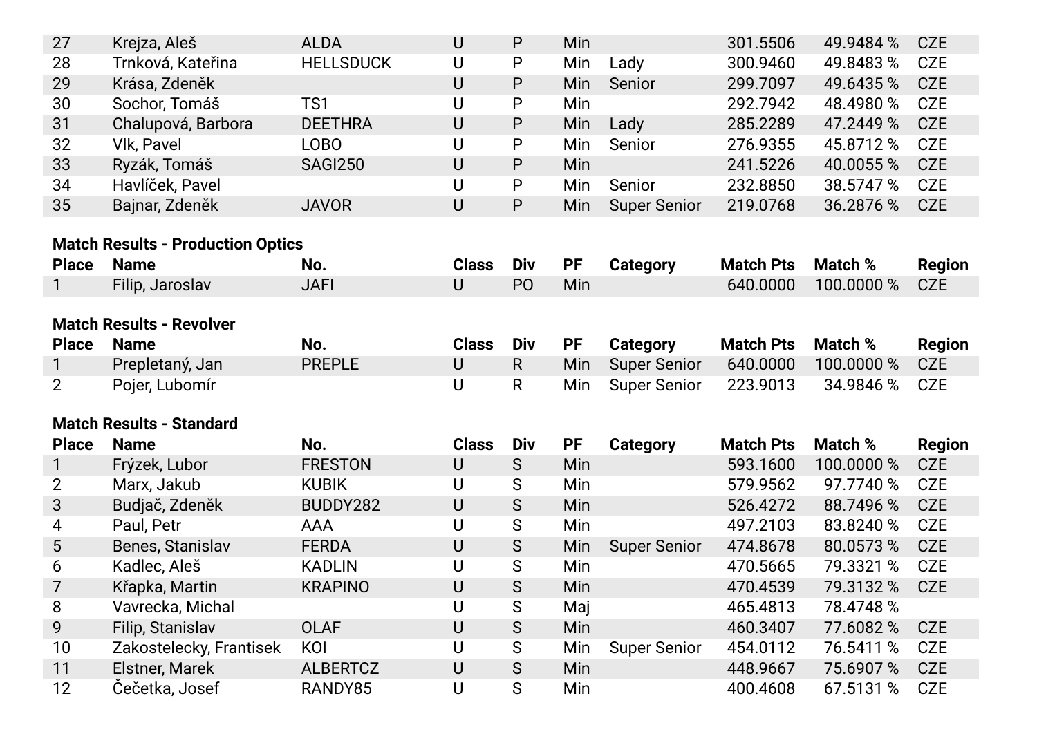| Place | Name | No. | Class | Div | PF | Category | Match Pts | Match % | Region |
|---|---|---|---|---|---|---|---|---|---|
| 27 | Krejza, Aleš | ALDA | U | P | Min | | 301.5506 | 49.9484 % | CZE |
| 28 | Trnková, Kateřina | HELLSDUCK | U | P | Min | Lady | 300.9460 | 49.8483 % | CZE |
| 29 | Krása, Zdeněk | | U | P | Min | Senior | 299.7097 | 49.6435 % | CZE |
| 30 | Sochor, Tomáš | TS1 | U | P | Min | | 292.7942 | 48.4980 % | CZE |
| 31 | Chalupová, Barbora | DEETHRA | U | P | Min | Lady | 285.2289 | 47.2449 % | CZE |
| 32 | Vlk, Pavel | LOBO | U | P | Min | Senior | 276.9355 | 45.8712 % | CZE |
| 33 | Ryzák, Tomáš | SAGI250 | U | P | Min | | 241.5226 | 40.0055 % | CZE |
| 34 | Havlíček, Pavel | | U | P | Min | Senior | 232.8850 | 38.5747 % | CZE |
| 35 | Bajnar, Zdeněk | JAVOR | U | P | Min | Super Senior | 219.0768 | 36.2876 % | CZE |

**Match Results - Production Optics**

| Place | Name | No. | Class | Div | PF | Category | Match Pts | Match % | Region |
|---|---|---|---|---|---|---|---|---|---|
| 1 | Filip, Jaroslav | JAFI | U | PO | Min | | 640.0000 | 100.0000 % | CZE |

**Match Results - Revolver**

| Place | Name | No. | Class | Div | PF | Category | Match Pts | Match % | Region |
|---|---|---|---|---|---|---|---|---|---|
| 1 | Prepletaný, Jan | PREPLE | U | R | Min | Super Senior | 640.0000 | 100.0000 % | CZE |
| 2 | Pojer, Lubomír | | U | R | Min | Super Senior | 223.9013 | 34.9846 % | CZE |

**Match Results - Standard**

| Place | Name | No. | Class | Div | PF | Category | Match Pts | Match % | Region |
|---|---|---|---|---|---|---|---|---|---|
| 1 | Frýzek, Lubor | FRESTON | U | S | Min | | 593.1600 | 100.0000 % | CZE |
| 2 | Marx, Jakub | KUBIK | U | S | Min | | 579.9562 | 97.7740 % | CZE |
| 3 | Budjač, Zdeněk | BUDDY282 | U | S | Min | | 526.4272 | 88.7496 % | CZE |
| 4 | Paul, Petr | AAA | U | S | Min | | 497.2103 | 83.8240 % | CZE |
| 5 | Benes, Stanislav | FERDA | U | S | Min | Super Senior | 474.8678 | 80.0573 % | CZE |
| 6 | Kadlec, Aleš | KADLIN | U | S | Min | | 470.5665 | 79.3321 % | CZE |
| 7 | Křapka, Martin | KRAPINO | U | S | Min | | 470.4539 | 79.3132 % | CZE |
| 8 | Vavrecka, Michal | | U | S | Maj | | 465.4813 | 78.4748 % | |
| 9 | Filip, Stanislav | OLAF | U | S | Min | | 460.3407 | 77.6082 % | CZE |
| 10 | Zakostelecky, Frantisek | KOI | U | S | Min | Super Senior | 454.0112 | 76.5411 % | CZE |
| 11 | Elstner, Marek | ALBERTCZ | U | S | Min | | 448.9667 | 75.6907 % | CZE |
| 12 | Čečetka, Josef | RANDY85 | U | S | Min | | 400.4608 | 67.5131 % | CZE |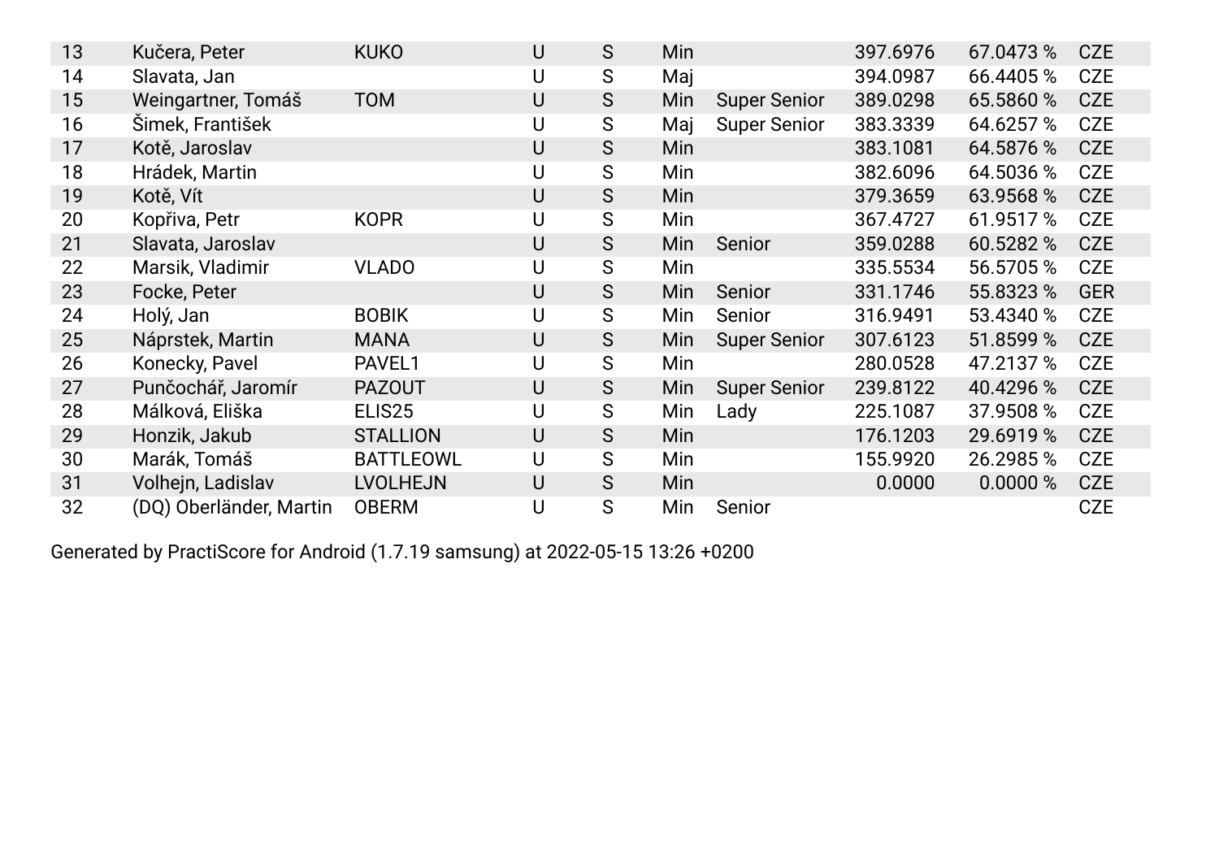| | | | | | | | | | |
|---|---|---|---|---|---|---|---|---|---|
| 13 | Kučera, Peter | KUKO | U | S | Min | | 397.6976 | 67.0473 % | CZE |
| 14 | Slavata, Jan | | U | S | Maj | | 394.0987 | 66.4405 % | CZE |
| 15 | Weingartner, Tomáš | TOM | U | S | Min | Super Senior | 389.0298 | 65.5860 % | CZE |
| 16 | Šimek, František | | U | S | Maj | Super Senior | 383.3339 | 64.6257 % | CZE |
| 17 | Kotě, Jaroslav | | U | S | Min | | 383.1081 | 64.5876 % | CZE |
| 18 | Hrádek, Martin | | U | S | Min | | 382.6096 | 64.5036 % | CZE |
| 19 | Kotě, Vít | | U | S | Min | | 379.3659 | 63.9568 % | CZE |
| 20 | Kopřiva, Petr | KOPR | U | S | Min | | 367.4727 | 61.9517 % | CZE |
| 21 | Slavata, Jaroslav | | U | S | Min | Senior | 359.0288 | 60.5282 % | CZE |
| 22 | Marsik, Vladimir | VLADO | U | S | Min | | 335.5534 | 56.5705 % | CZE |
| 23 | Focke, Peter | | U | S | Min | Senior | 331.1746 | 55.8323 % | GER |
| 24 | Holý, Jan | BOBIK | U | S | Min | Senior | 316.9491 | 53.4340 % | CZE |
| 25 | Náprstek, Martin | MANA | U | S | Min | Super Senior | 307.6123 | 51.8599 % | CZE |
| 26 | Konecky, Pavel | PAVEL1 | U | S | Min | | 280.0528 | 47.2137 % | CZE |
| 27 | Punčochář, Jaromír | PAZOUT | U | S | Min | Super Senior | 239.8122 | 40.4296 % | CZE |
| 28 | Málková, Eliška | ELIS25 | U | S | Min | Lady | 225.1087 | 37.9508 % | CZE |
| 29 | Honzik, Jakub | STALLION | U | S | Min | | 176.1203 | 29.6919 % | CZE |
| 30 | Marák, Tomáš | BATTLEOWL | U | S | Min | | 155.9920 | 26.2985 % | CZE |
| 31 | Volhejn, Ladislav | LVOLHEJN | U | S | Min | | 0.0000 | 0.0000 % | CZE |
| 32 | (DQ) Oberländer, Martin | OBERM | U | S | Min | Senior | | | CZE |

Generated by PractiScore for Android (1.7.19 samsung) at 2022-05-15 13:26 +0200